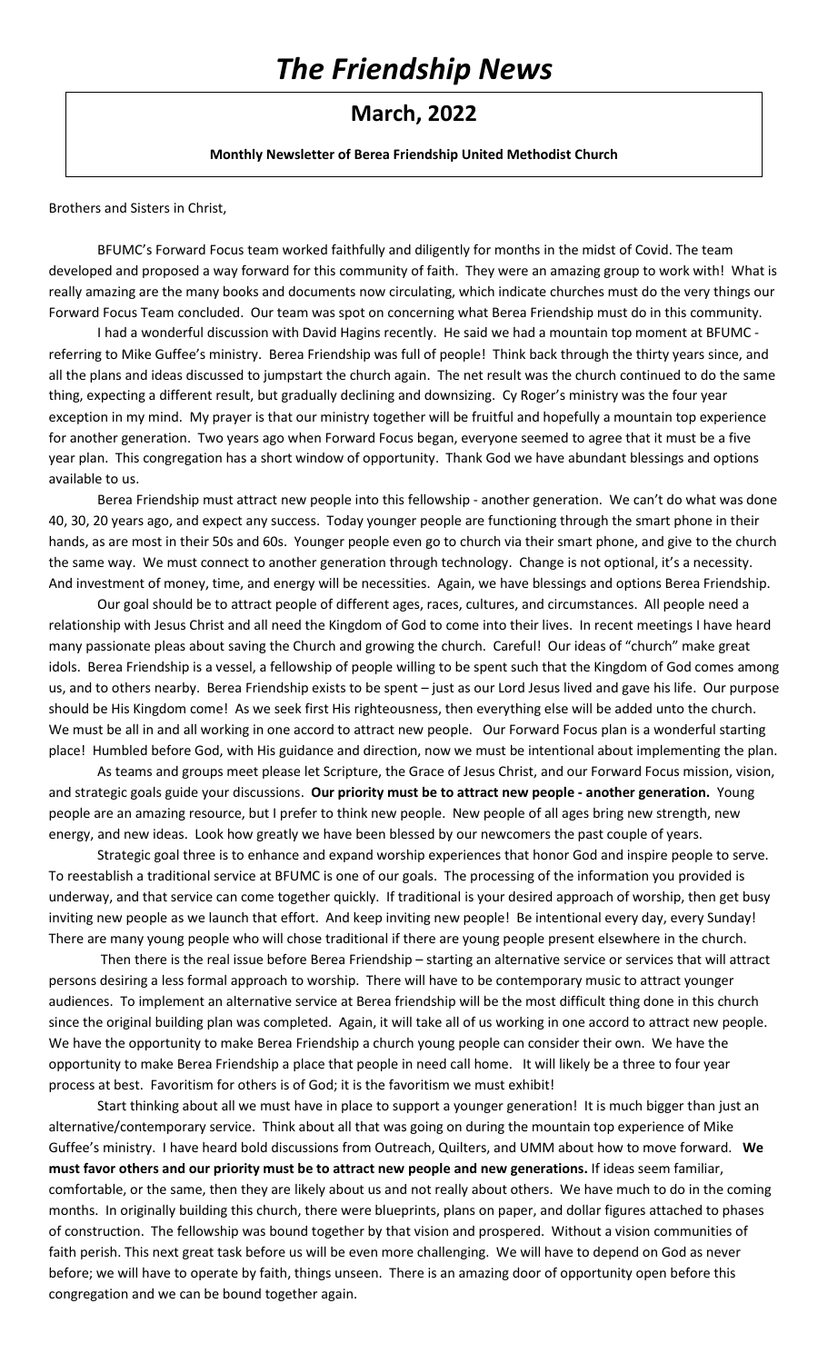# *The Friendship News*

## March, 2022

**Monthly Newsletter of Berea Friendship United Methodist Church**

Brothers and Sisters in Christ,

BFUMC's Forward Focus team worked faithfully and diligently for months in the midst of Covid. The team developed and proposed a way forward for this community of faith. They were an amazing group to work with! What is really amazing are the many books and documents now circulating, which indicate churches must do the very things our Forward Focus Team concluded. Our team was spot on concerning what Berea Friendship must do in this community.

I had a wonderful discussion with David Hagins recently. He said we had a mountain top moment at BFUMC - referring to Mike Guffee's ministry. Berea Friendship was full of people! Think back through the thirty years since, and all the plans and ideas discussed to jumpstart the church again. The net result was the church continued to do the same thing, expecting a different result, but gradually declining and downsizing. Cy Roger's ministry was the four year exception in my mind. My prayer is that our ministry together will be fruitful and hopefully a mountain top experience for another generation. Two years ago when Forward Focus began, everyone seemed to agree that it must be a five year plan. This congregation has a short window of opportunity. Thank God we have abundant blessings and options available to us.

Berea Friendship must attract new people into this fellowship - another generation. We can't do what was done 40, 30, 20 years ago, and expect any success. Today younger people are functioning through the smart phone in their hands, as are most in their 50s and 60s. Younger people even go to church via their smart phone, and give to the church the same way. We must connect to another generation through technology. Change is not optional, it's a necessity. And investment of money, time, and energy will be necessities. Again, we have blessings and options Berea Friendship.

Our goal should be to attract people of different ages, races, cultures, and circumstances. All people need a relationship with Jesus Christ and all need the Kingdom of God to come into their lives. In recent meetings I have heard many passionate pleas about saving the Church and growing the church. Careful! Our ideas of "church" make great idols. Berea Friendship is a vessel, a fellowship of people willing to be spent such that the Kingdom of God comes among us, and to others nearby. Berea Friendship exists to be spent – just as our Lord Jesus lived and gave his life. Our purpose should be His Kingdom come! As we seek first His righteousness, then everything else will be added unto the church. We must be all in and all working in one accord to attract new people. Our Forward Focus plan is a wonderful starting place! Humbled before God, with His guidance and direction, now we must be intentional about implementing the plan.

As teams and groups meet please let Scripture, the Grace of Jesus Christ, and our Forward Focus mission, vision, and strategic goals guide your discussions. **Our priority must be to attract new people - another generation.** Young people are an amazing resource, but I prefer to think new people. New people of all ages bring new strength, new energy, and new ideas. Look how greatly we have been blessed by our newcomers the past couple of years.

Strategic goal three is to enhance and expand worship experiences that honor God and inspire people to serve. To reestablish a traditional service at BFUMC is one of our goals. The processing of the information you provided is underway, and that service can come together quickly. If traditional is your desired approach of worship, then get busy inviting new people as we launch that effort. And keep inviting new people! Be intentional every day, every Sunday! There are many young people who will chose traditional if there are young people present elsewhere in the church.

Then there is the real issue before Berea Friendship – starting an alternative service or services that will attract persons desiring a less formal approach to worship. There will have to be contemporary music to attract younger audiences. To implement an alternative service at Berea friendship will be the most difficult thing done in this church since the original building plan was completed. Again, it will take all of us working in one accord to attract new people. We have the opportunity to make Berea Friendship a church young people can consider their own. We have the opportunity to make Berea Friendship a place that people in need call home. It will likely be a three to four year process at best. Favoritism for others is of God; it is the favoritism we must exhibit!

Start thinking about all we must have in place to support a younger generation! It is much bigger than just an alternative/contemporary service. Think about all that was going on during the mountain top experience of Mike Guffee's ministry. I have heard bold discussions from Outreach, Quilters, and UMM about how to move forward. **We must favor others and our priority must be to attract new people and new generations.** If ideas seem familiar, comfortable, or the same, then they are likely about us and not really about others. We have much to do in the coming months. In originally building this church, there were blueprints, plans on paper, and dollar figures attached to phases of construction. The fellowship was bound together by that vision and prospered. Without a vision communities of faith perish. This next great task before us will be even more challenging. We will have to depend on God as never before; we will have to operate by faith, things unseen. There is an amazing door of opportunity open before this congregation and we can be bound together again.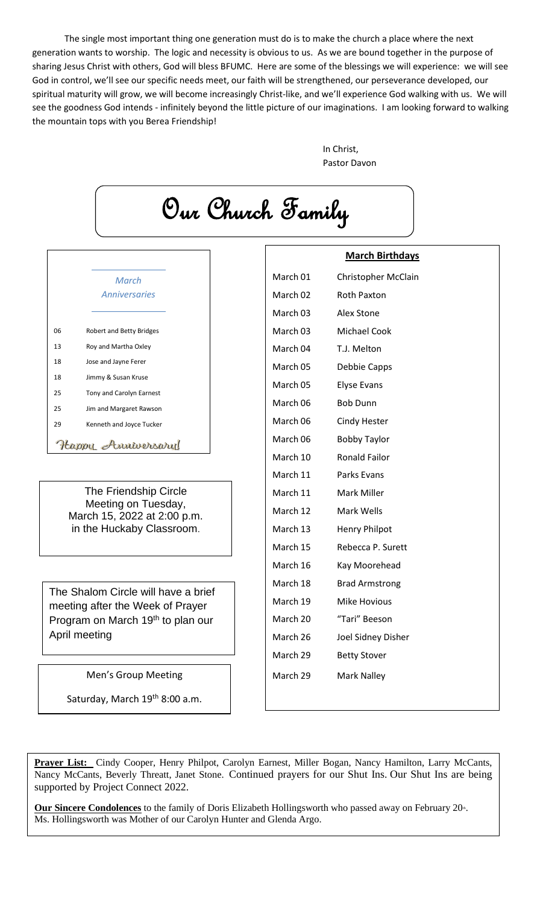The single most important thing one generation must do is to make the church a place where the next generation wants to worship. The logic and necessity is obvious to us. As we are bound together in the purpose of sharing Jesus Christ with others, God will bless BFUMC. Here are some of the blessings we will experience: we will see God in control, we'll see our specific needs meet, our faith will be strengthened, our perseverance developed, our spiritual maturity will grow, we will become increasingly Christ-like, and we'll experience God walking with us. We will see the goodness God intends - infinitely beyond the little picture of our imaginations. I am looking forward to walking the mountain tops with you Berea Friendship!

In Christ,
Pastor Davon

# Our Church Family

*March Anniversaries*

| | |
|---|---|
| 06 | Robert and Betty Bridges |
| 13 | Roy and Martha Oxley |
| 18 | Jose and Jayne Ferer |
| 18 | Jimmy & Susan Kruse |
| 25 | Tony and Carolyn Earnest |
| 25 | Jim and Margaret Rawson |
| 29 | Kenneth and Joyce Tucker |

*Happy Anniversary!*

The Friendship Circle Meeting on Tuesday, March 15, 2022 at 2:00 p.m. in the Huckaby Classroom.

The Shalom Circle will have a brief meeting after the Week of Prayer Program on March 19th to plan our April meeting

Men's Group Meeting

Saturday, March 19th 8:00 a.m.

**March Birthdays**

| | |
|---|---|
| March 01 | Christopher McClain |
| March 02 | Roth Paxton |
| March 03 | Alex Stone |
| March 03 | Michael Cook |
| March 04 | T.J. Melton |
| March 05 | Debbie Capps |
| March 05 | Elyse Evans |
| March 06 | Bob Dunn |
| March 06 | Cindy Hester |
| March 06 | Bobby Taylor |
| March 10 | Ronald Failor |
| March 11 | Parks Evans |
| March 11 | Mark Miller |
| March 12 | Mark Wells |
| March 13 | Henry Philpot |
| March 15 | Rebecca P. Surett |
| March 16 | Kay Moorehead |
| March 18 | Brad Armstrong |
| March 19 | Mike Hovious |
| March 20 | "Tari" Beeson |
| March 26 | Joel Sidney Disher |
| March 29 | Betty Stover |
| March 29 | Mark Nalley |

**Prayer List:** Cindy Cooper, Henry Philpot, Carolyn Earnest, Miller Bogan, Nancy Hamilton, Larry McCants, Nancy McCants, Beverly Threatt, Janet Stone. Continued prayers for our Shut Ins. Our Shut Ins are being supported by Project Connect 2022.

**Our Sincere Condolences** to the family of Doris Elizabeth Hollingsworth who passed away on February 20th. Ms. Hollingsworth was Mother of our Carolyn Hunter and Glenda Argo.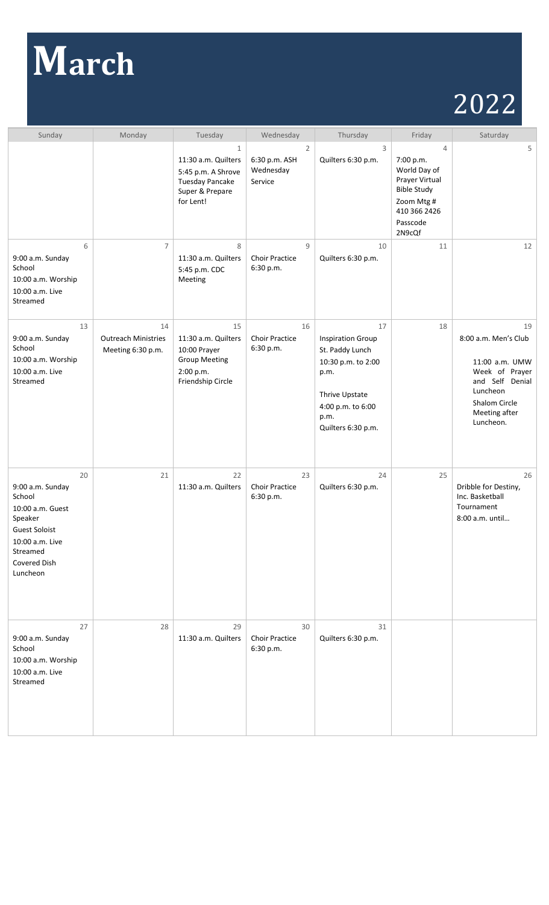# March

2022

| Sunday | Monday | Tuesday | Wednesday | Thursday | Friday | Saturday |
|---|---|---|---|---|---|---|
| | | 1<br>11:30 a.m. Quilters<br>5:45 p.m. A Shrove Tuesday Pancake Super & Prepare for Lent! | 2<br>6:30 p.m. ASH Wednesday Service | 3<br>Quilters 6:30 p.m. | 4<br>7:00 p.m. World Day of Prayer Virtual Bible Study Zoom Mtg # 410 366 2426 Passcode 2N9cQf | 5 |
| 6<br>9:00 a.m. Sunday School<br>10:00 a.m. Worship<br>10:00 a.m. Live Streamed | 7 | 8<br>11:30 a.m. Quilters<br>5:45 p.m. CDC Meeting | 9<br>Choir Practice 6:30 p.m. | 10<br>Quilters 6:30 p.m. | 11 | 12 |
| 13<br>9:00 a.m. Sunday School<br>10:00 a.m. Worship<br>10:00 a.m. Live Streamed | 14<br>Outreach Ministries Meeting 6:30 p.m. | 15<br>11:30 a.m. Quilters<br>10:00 Prayer Group Meeting<br>2:00 p.m. Friendship Circle | 16<br>Choir Practice 6:30 p.m. | 17<br>Inspiration Group St. Paddy Lunch 10:30 p.m. to 2:00 p.m.<br>Thrive Upstate 4:00 p.m. to 6:00 p.m.<br>Quilters 6:30 p.m. | 18 | 19<br>8:00 a.m. Men's Club<br>11:00 a.m. UMW Week of Prayer and Self Denial Luncheon<br>Shalom Circle Meeting after Luncheon. |
| 20<br>9:00 a.m. Sunday School<br>10:00 a.m. Guest Speaker<br>Guest Soloist<br>10:00 a.m. Live Streamed<br>Covered Dish Luncheon | 21 | 22<br>11:30 a.m. Quilters | 23<br>Choir Practice 6:30 p.m. | 24<br>Quilters 6:30 p.m. | 25 | 26<br>Dribble for Destiny, Inc. Basketball Tournament<br>8:00 a.m. until… |
| 27<br>9:00 a.m. Sunday School<br>10:00 a.m. Worship<br>10:00 a.m. Live Streamed | 28 | 29<br>11:30 a.m. Quilters | 30<br>Choir Practice 6:30 p.m. | 31<br>Quilters 6:30 p.m. | | |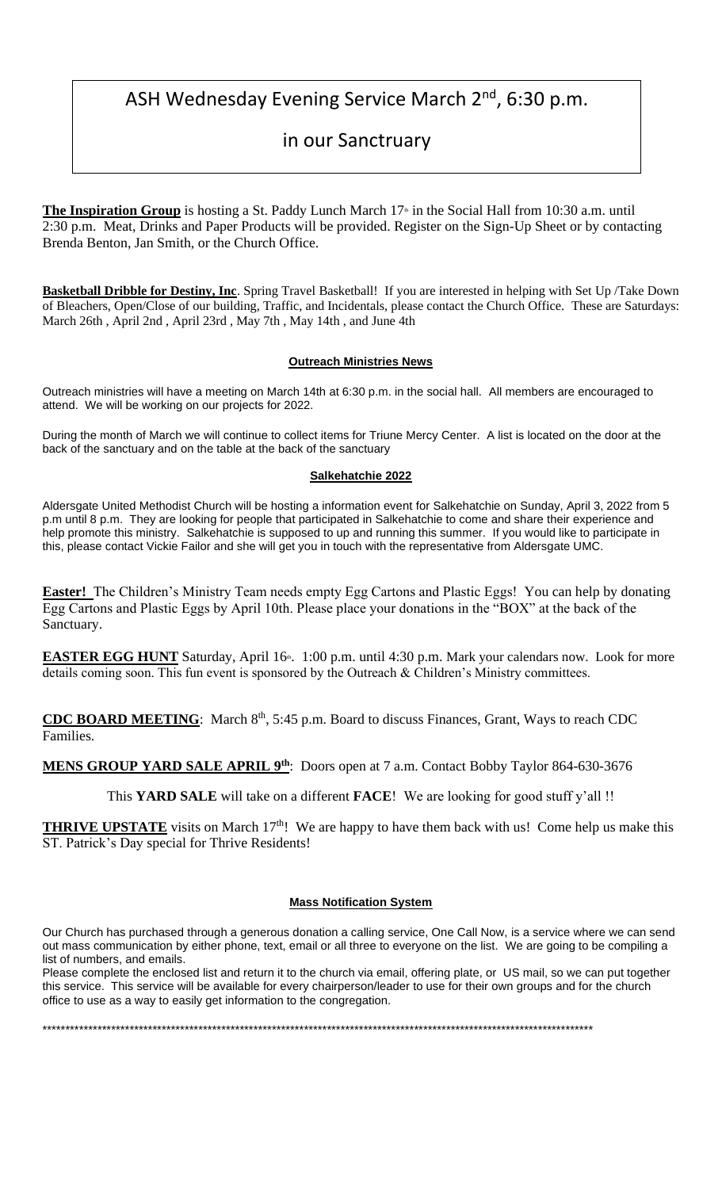# ASH Wednesday Evening Service March 2nd, 6:30 p.m.

## in our Sanctruary

**The Inspiration Group** is hosting a St. Paddy Lunch March 17th in the Social Hall from 10:30 a.m. until 2:30 p.m. Meat, Drinks and Paper Products will be provided. Register on the Sign-Up Sheet or by contacting Brenda Benton, Jan Smith, or the Church Office.

**Basketball Dribble for Destiny, Inc**. Spring Travel Basketball! If you are interested in helping with Set Up /Take Down of Bleachers, Open/Close of our building, Traffic, and Incidentals, please contact the Church Office. These are Saturdays: March 26th , April 2nd , April 23rd , May 7th , May 14th , and June 4th

### Outreach Ministries News

Outreach ministries will have a meeting on March 14th at 6:30 p.m. in the social hall. All members are encouraged to attend. We will be working on our projects for 2022.

During the month of March we will continue to collect items for Triune Mercy Center. A list is located on the door at the back of the sanctuary and on the table at the back of the sanctuary

### Salkehatchie 2022

Aldersgate United Methodist Church will be hosting a information event for Salkehatchie on Sunday, April 3, 2022 from 5 p.m until 8 p.m. They are looking for people that participated in Salkehatchie to come and share their experience and help promote this ministry. Salkehatchie is supposed to up and running this summer. If you would like to participate in this, please contact Vickie Failor and she will get you in touch with the representative from Aldersgate UMC.

**Easter!** The Children's Ministry Team needs empty Egg Cartons and Plastic Eggs! You can help by donating Egg Cartons and Plastic Eggs by April 10th. Please place your donations in the "BOX" at the back of the Sanctuary.

**EASTER EGG HUNT** Saturday, April 16th. 1:00 p.m. until 4:30 p.m. Mark your calendars now. Look for more details coming soon. This fun event is sponsored by the Outreach & Children's Ministry committees.

**CDC BOARD MEETING**: March 8th, 5:45 p.m. Board to discuss Finances, Grant, Ways to reach CDC Families.

**MENS GROUP YARD SALE APRIL 9th**: Doors open at 7 a.m. Contact Bobby Taylor 864-630-3676

This **YARD SALE** will take on a different **FACE**! We are looking for good stuff y'all !!

**THRIVE UPSTATE** visits on March 17th! We are happy to have them back with us! Come help us make this ST. Patrick's Day special for Thrive Residents!

### Mass Notification System

Our Church has purchased through a generous donation a calling service, One Call Now, is a service where we can send out mass communication by either phone, text, email or all three to everyone on the list. We are going to be compiling a list of numbers, and emails.

Please complete the enclosed list and return it to the church via email, offering plate, or US mail, so we can put together this service. This service will be available for every chairperson/leader to use for their own groups and for the church office to use as a way to easily get information to the congregation.

\*\*\*\*\*\*\*\*\*\*\*\*\*\*\*\*\*\*\*\*\*\*\*\*\*\*\*\*\*\*\*\*\*\*\*\*\*\*\*\*\*\*\*\*\*\*\*\*\*\*\*\*\*\*\*\*\*\*\*\*\*\*\*\*\*\*\*\*\*\*\*\*\*\*\*\*\*\*\*\*\*\*\*\*\*\*\*\*\*\*\*\*\*\*\*\*\*\*\*\*\*\*\*\*\*\*\*\*\*\*\*\*\*\*\*\*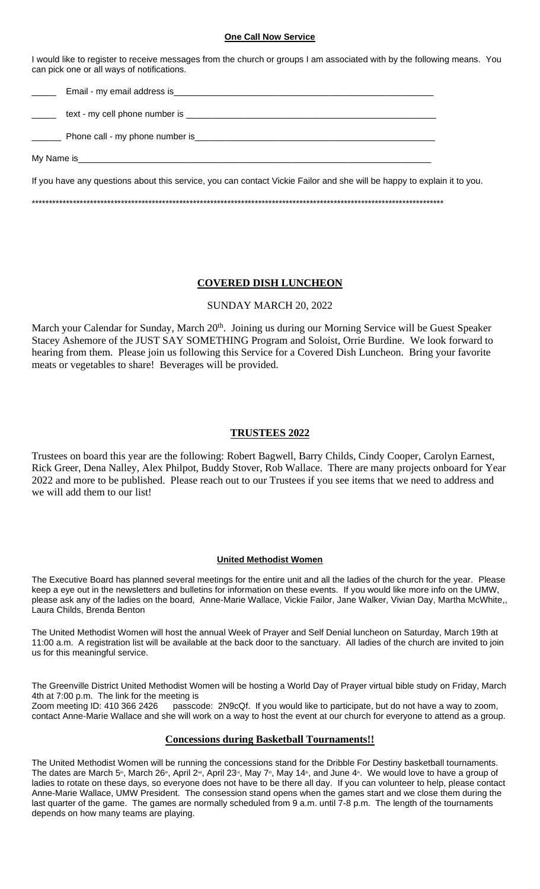## One Call Now Service

I would like to register to receive messages from the church or groups I am associated with by the following means. You can pick one or all ways of notifications.

_____ Email - my email address is____________________________________________________

_____ text - my cell phone number is ____________________________________________________

______ Phone call - my phone number is__________________________________________________

My Name is____________________________________________________________________________

If you have any questions about this service, you can contact Vickie Failor and she will be happy to explain it to you.

**************************************************************************************************************************

## COVERED DISH LUNCHEON

SUNDAY MARCH 20, 2022

March your Calendar for Sunday, March 20th. Joining us during our Morning Service will be Guest Speaker Stacey Ashemore of the JUST SAY SOMETHING Program and Soloist, Orrie Burdine. We look forward to hearing from them. Please join us following this Service for a Covered Dish Luncheon. Bring your favorite meats or vegetables to share! Beverages will be provided.

## TRUSTEES 2022

Trustees on board this year are the following: Robert Bagwell, Barry Childs, Cindy Cooper, Carolyn Earnest, Rick Greer, Dena Nalley, Alex Philpot, Buddy Stover, Rob Wallace. There are many projects onboard for Year 2022 and more to be published. Please reach out to our Trustees if you see items that we need to address and we will add them to our list!

## United Methodist Women

The Executive Board has planned several meetings for the entire unit and all the ladies of the church for the year. Please keep a eye out in the newsletters and bulletins for information on these events. If you would like more info on the UMW, please ask any of the ladies on the board, Anne-Marie Wallace, Vickie Failor, Jane Walker, Vivian Day, Martha McWhite,, Laura Childs, Brenda Benton

The United Methodist Women will host the annual Week of Prayer and Self Denial luncheon on Saturday, March 19th at 11:00 a.m. A registration list will be available at the back door to the sanctuary. All ladies of the church are invited to join us for this meaningful service.

The Greenville District United Methodist Women will be hosting a World Day of Prayer virtual bible study on Friday, March 4th at 7:00 p.m. The link for the meeting is
Zoom meeting ID: 410 366 2426 passcode: 2N9cQf. If you would like to participate, but do not have a way to zoom, contact Anne-Marie Wallace and she will work on a way to host the event at our church for everyone to attend as a group.

## Concessions during Basketball Tournaments!!

The United Methodist Women will be running the concessions stand for the Dribble For Destiny basketball tournaments. The dates are March 5th, March 26th, April 2nd, April 23rd, May 7th, May 14th, and June 4th. We would love to have a group of ladies to rotate on these days, so everyone does not have to be there all day. If you can volunteer to help, please contact Anne-Marie Wallace, UMW President. The consession stand opens when the games start and we close them during the last quarter of the game. The games are normally scheduled from 9 a.m. until 7-8 p.m. The length of the tournaments depends on how many teams are playing.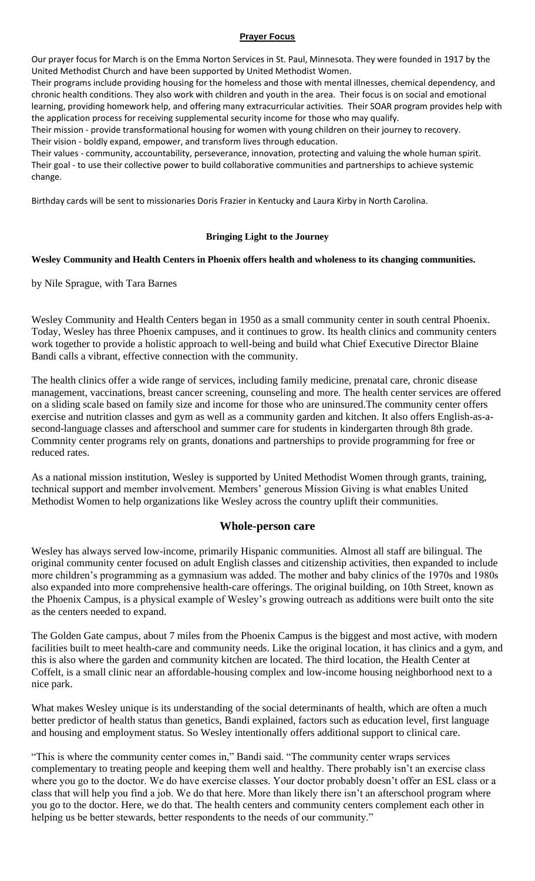**Prayer Focus**

Our prayer focus for March is on the Emma Norton Services in St. Paul, Minnesota. They were founded in 1917 by the United Methodist Church and have been supported by United Methodist Women.

Their programs include providing housing for the homeless and those with mental illnesses, chemical dependency, and chronic health conditions. They also work with children and youth in the area. Their focus is on social and emotional learning, providing homework help, and offering many extracurricular activities. Their SOAR program provides help with the application process for receiving supplemental security income for those who may qualify.

Their mission - provide transformational housing for women with young children on their journey to recovery.

Their vision - boldly expand, empower, and transform lives through education.

Their values - community, accountability, perseverance, innovation, protecting and valuing the whole human spirit.

Their goal - to use their collective power to build collaborative communities and partnerships to achieve systemic change.

Birthday cards will be sent to missionaries Doris Frazier in Kentucky and Laura Kirby in North Carolina.

**Bringing Light to the Journey**

**Wesley Community and Health Centers in Phoenix offers health and wholeness to its changing communities.**

by Nile Sprague, with Tara Barnes

Wesley Community and Health Centers began in 1950 as a small community center in south central Phoenix. Today, Wesley has three Phoenix campuses, and it continues to grow. Its health clinics and community centers work together to provide a holistic approach to well-being and build what Chief Executive Director Blaine Bandi calls a vibrant, effective connection with the community.

The health clinics offer a wide range of services, including family medicine, prenatal care, chronic disease management, vaccinations, breast cancer screening, counseling and more. The health center services are offered on a sliding scale based on family size and income for those who are uninsured.The community center offers exercise and nutrition classes and gym as well as a community garden and kitchen. It also offers English-as-a-second-language classes and afterschool and summer care for students in kindergarten through 8th grade. Commnity center programs rely on grants, donations and partnerships to provide programming for free or reduced rates.

As a national mission institution, Wesley is supported by United Methodist Women through grants, training, technical support and member involvement. Members' generous Mission Giving is what enables United Methodist Women to help organizations like Wesley across the country uplift their communities.

## Whole-person care

Wesley has always served low-income, primarily Hispanic communities. Almost all staff are bilingual. The original community center focused on adult English classes and citizenship activities, then expanded to include more children's programming as a gymnasium was added. The mother and baby clinics of the 1970s and 1980s also expanded into more comprehensive health-care offerings. The original building, on 10th Street, known as the Phoenix Campus, is a physical example of Wesley's growing outreach as additions were built onto the site as the centers needed to expand.

The Golden Gate campus, about 7 miles from the Phoenix Campus is the biggest and most active, with modern facilities built to meet health-care and community needs. Like the original location, it has clinics and a gym, and this is also where the garden and community kitchen are located. The third location, the Health Center at Coffelt, is a small clinic near an affordable-housing complex and low-income housing neighborhood next to a nice park.

What makes Wesley unique is its understanding of the social determinants of health, which are often a much better predictor of health status than genetics, Bandi explained, factors such as education level, first language and housing and employment status. So Wesley intentionally offers additional support to clinical care.

"This is where the community center comes in," Bandi said. "The community center wraps services complementary to treating people and keeping them well and healthy. There probably isn't an exercise class where you go to the doctor. We do have exercise classes. Your doctor probably doesn't offer an ESL class or a class that will help you find a job. We do that here. More than likely there isn't an afterschool program where you go to the doctor. Here, we do that. The health centers and community centers complement each other in helping us be better stewards, better respondents to the needs of our community."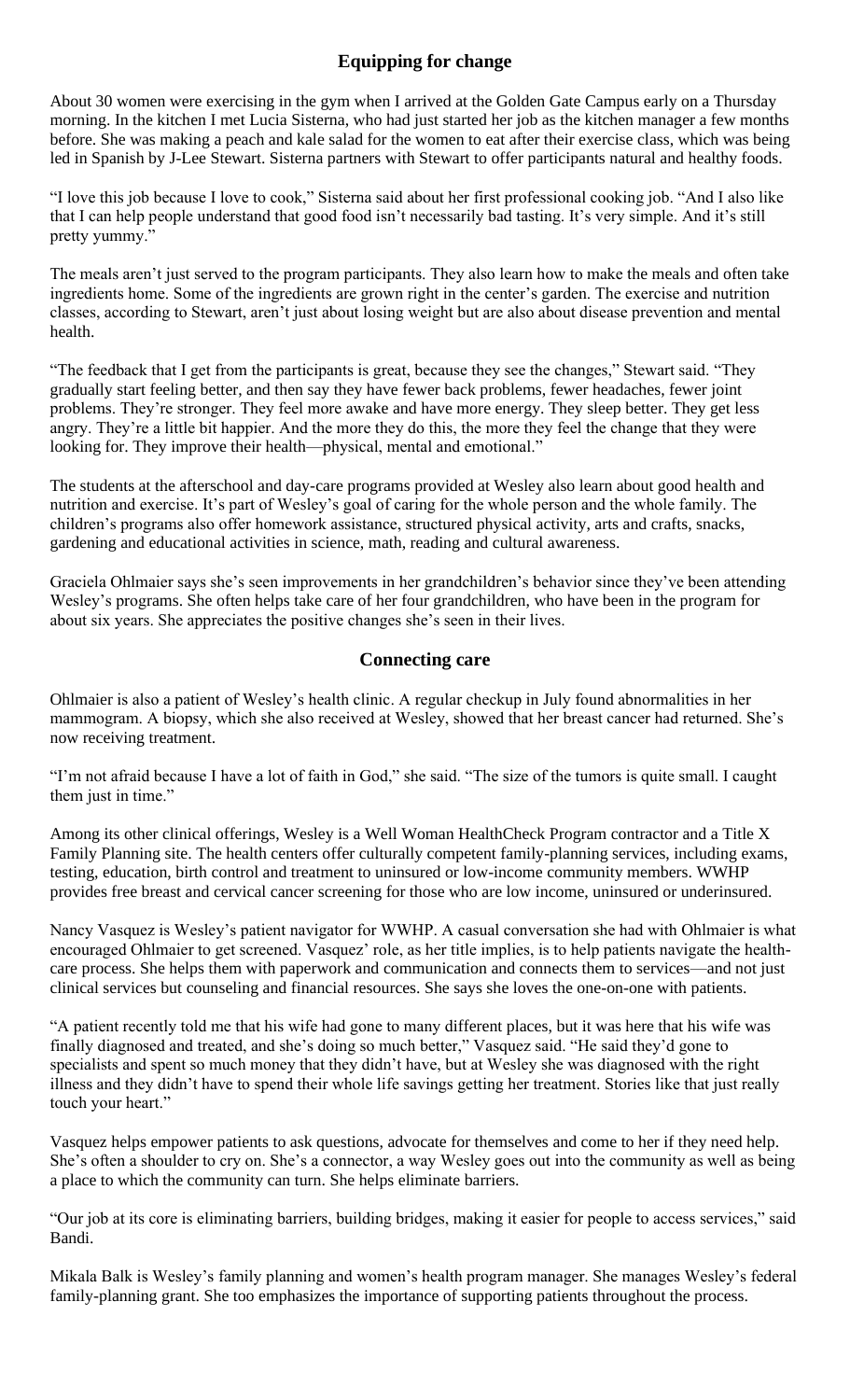## Equipping for change

About 30 women were exercising in the gym when I arrived at the Golden Gate Campus early on a Thursday morning. In the kitchen I met Lucia Sisterna, who had just started her job as the kitchen manager a few months before. She was making a peach and kale salad for the women to eat after their exercise class, which was being led in Spanish by J-Lee Stewart. Sisterna partners with Stewart to offer participants natural and healthy foods.

"I love this job because I love to cook," Sisterna said about her first professional cooking job. "And I also like that I can help people understand that good food isn't necessarily bad tasting. It's very simple. And it's still pretty yummy."

The meals aren't just served to the program participants. They also learn how to make the meals and often take ingredients home. Some of the ingredients are grown right in the center's garden. The exercise and nutrition classes, according to Stewart, aren't just about losing weight but are also about disease prevention and mental health.

"The feedback that I get from the participants is great, because they see the changes," Stewart said. "They gradually start feeling better, and then say they have fewer back problems, fewer headaches, fewer joint problems. They're stronger. They feel more awake and have more energy. They sleep better. They get less angry. They're a little bit happier. And the more they do this, the more they feel the change that they were looking for. They improve their health—physical, mental and emotional."

The students at the afterschool and day-care programs provided at Wesley also learn about good health and nutrition and exercise. It's part of Wesley's goal of caring for the whole person and the whole family. The children's programs also offer homework assistance, structured physical activity, arts and crafts, snacks, gardening and educational activities in science, math, reading and cultural awareness.

Graciela Ohlmaier says she's seen improvements in her grandchildren's behavior since they've been attending Wesley's programs. She often helps take care of her four grandchildren, who have been in the program for about six years. She appreciates the positive changes she's seen in their lives.

## Connecting care

Ohlmaier is also a patient of Wesley's health clinic. A regular checkup in July found abnormalities in her mammogram. A biopsy, which she also received at Wesley, showed that her breast cancer had returned. She's now receiving treatment.

"I'm not afraid because I have a lot of faith in God," she said. "The size of the tumors is quite small. I caught them just in time."

Among its other clinical offerings, Wesley is a Well Woman HealthCheck Program contractor and a Title X Family Planning site. The health centers offer culturally competent family-planning services, including exams, testing, education, birth control and treatment to uninsured or low-income community members. WWHP provides free breast and cervical cancer screening for those who are low income, uninsured or underinsured.

Nancy Vasquez is Wesley's patient navigator for WWHP. A casual conversation she had with Ohlmaier is what encouraged Ohlmaier to get screened. Vasquez' role, as her title implies, is to help patients navigate the health-care process. She helps them with paperwork and communication and connects them to services—and not just clinical services but counseling and financial resources. She says she loves the one-on-one with patients.

"A patient recently told me that his wife had gone to many different places, but it was here that his wife was finally diagnosed and treated, and she's doing so much better," Vasquez said. "He said they'd gone to specialists and spent so much money that they didn't have, but at Wesley she was diagnosed with the right illness and they didn't have to spend their whole life savings getting her treatment. Stories like that just really touch your heart."

Vasquez helps empower patients to ask questions, advocate for themselves and come to her if they need help. She's often a shoulder to cry on. She's a connector, a way Wesley goes out into the community as well as being a place to which the community can turn. She helps eliminate barriers.

"Our job at its core is eliminating barriers, building bridges, making it easier for people to access services," said Bandi.

Mikala Balk is Wesley's family planning and women's health program manager. She manages Wesley's federal family-planning grant. She too emphasizes the importance of supporting patients throughout the process.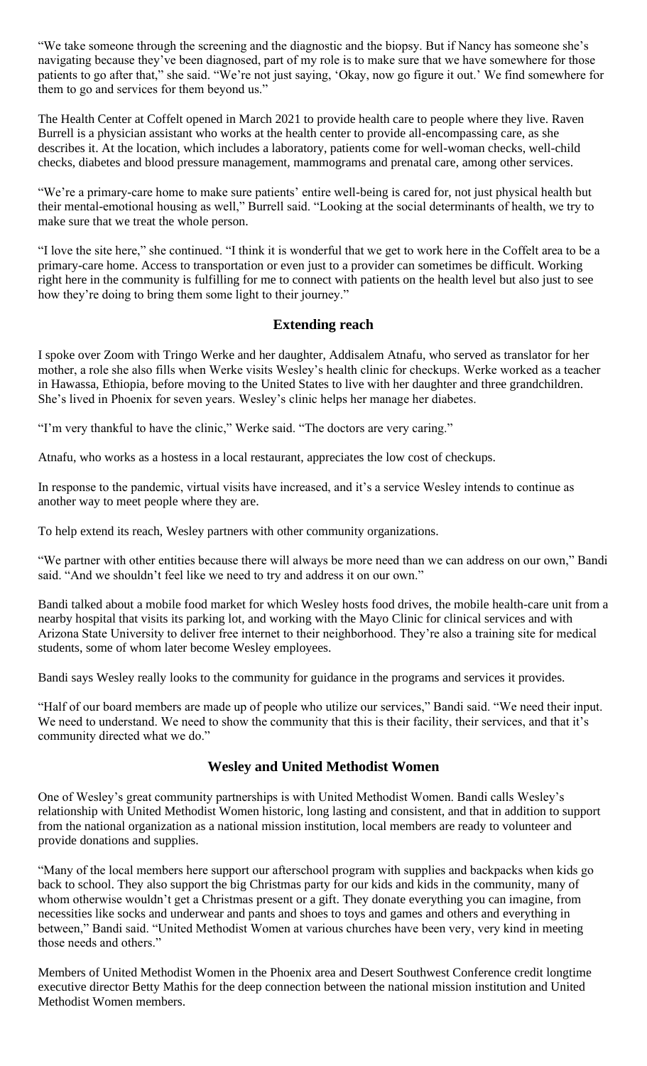"We take someone through the screening and the diagnostic and the biopsy. But if Nancy has someone she's navigating because they've been diagnosed, part of my role is to make sure that we have somewhere for those patients to go after that," she said. "We're not just saying, 'Okay, now go figure it out.' We find somewhere for them to go and services for them beyond us."

The Health Center at Coffelt opened in March 2021 to provide health care to people where they live. Raven Burrell is a physician assistant who works at the health center to provide all-encompassing care, as she describes it. At the location, which includes a laboratory, patients come for well-woman checks, well-child checks, diabetes and blood pressure management, mammograms and prenatal care, among other services.

"We're a primary-care home to make sure patients' entire well-being is cared for, not just physical health but their mental-emotional housing as well," Burrell said. "Looking at the social determinants of health, we try to make sure that we treat the whole person.

"I love the site here," she continued. "I think it is wonderful that we get to work here in the Coffelt area to be a primary-care home. Access to transportation or even just to a provider can sometimes be difficult. Working right here in the community is fulfilling for me to connect with patients on the health level but also just to see how they're doing to bring them some light to their journey."

## Extending reach

I spoke over Zoom with Tringo Werke and her daughter, Addisalem Atnafu, who served as translator for her mother, a role she also fills when Werke visits Wesley's health clinic for checkups. Werke worked as a teacher in Hawassa, Ethiopia, before moving to the United States to live with her daughter and three grandchildren. She's lived in Phoenix for seven years. Wesley's clinic helps her manage her diabetes.

"I'm very thankful to have the clinic," Werke said. "The doctors are very caring."

Atnafu, who works as a hostess in a local restaurant, appreciates the low cost of checkups.

In response to the pandemic, virtual visits have increased, and it's a service Wesley intends to continue as another way to meet people where they are.

To help extend its reach, Wesley partners with other community organizations.

"We partner with other entities because there will always be more need than we can address on our own," Bandi said. "And we shouldn't feel like we need to try and address it on our own."

Bandi talked about a mobile food market for which Wesley hosts food drives, the mobile health-care unit from a nearby hospital that visits its parking lot, and working with the Mayo Clinic for clinical services and with Arizona State University to deliver free internet to their neighborhood. They're also a training site for medical students, some of whom later become Wesley employees.

Bandi says Wesley really looks to the community for guidance in the programs and services it provides.

"Half of our board members are made up of people who utilize our services," Bandi said. "We need their input. We need to understand. We need to show the community that this is their facility, their services, and that it's community directed what we do."

## Wesley and United Methodist Women

One of Wesley's great community partnerships is with United Methodist Women. Bandi calls Wesley's relationship with United Methodist Women historic, long lasting and consistent, and that in addition to support from the national organization as a national mission institution, local members are ready to volunteer and provide donations and supplies.

"Many of the local members here support our afterschool program with supplies and backpacks when kids go back to school. They also support the big Christmas party for our kids and kids in the community, many of whom otherwise wouldn't get a Christmas present or a gift. They donate everything you can imagine, from necessities like socks and underwear and pants and shoes to toys and games and others and everything in between," Bandi said. "United Methodist Women at various churches have been very, very kind in meeting those needs and others."

Members of United Methodist Women in the Phoenix area and Desert Southwest Conference credit longtime executive director Betty Mathis for the deep connection between the national mission institution and United Methodist Women members.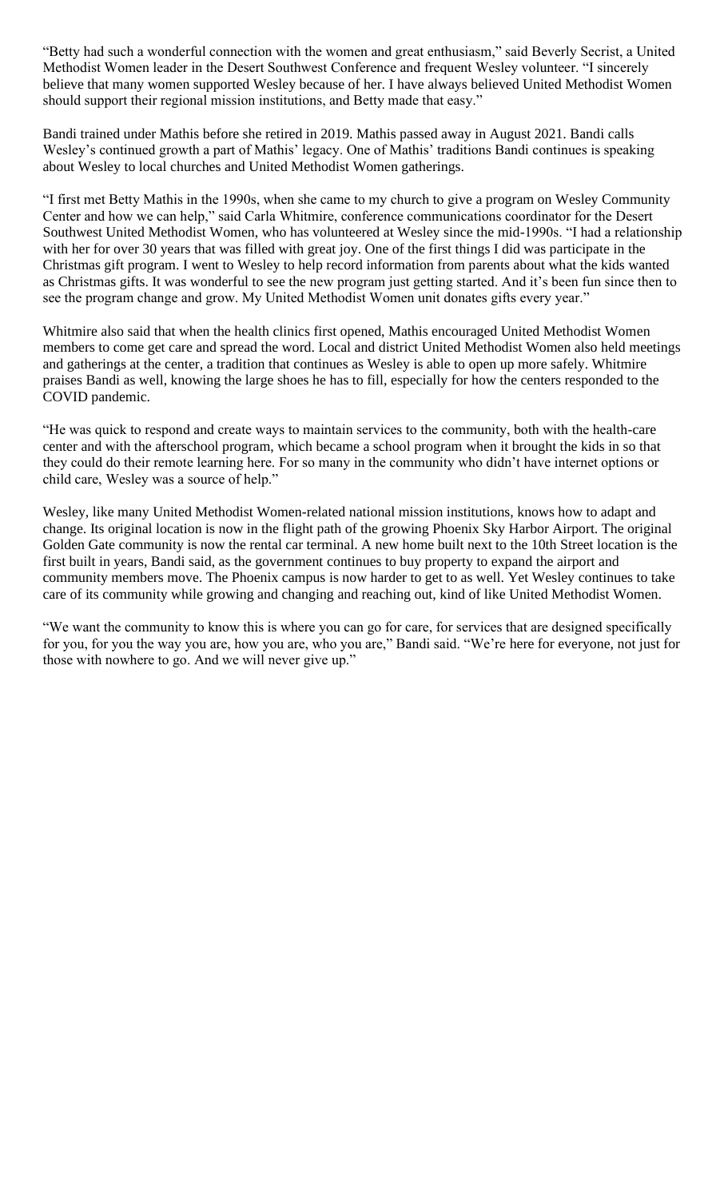"Betty had such a wonderful connection with the women and great enthusiasm," said Beverly Secrist, a United Methodist Women leader in the Desert Southwest Conference and frequent Wesley volunteer. "I sincerely believe that many women supported Wesley because of her. I have always believed United Methodist Women should support their regional mission institutions, and Betty made that easy."

Bandi trained under Mathis before she retired in 2019. Mathis passed away in August 2021. Bandi calls Wesley's continued growth a part of Mathis' legacy. One of Mathis' traditions Bandi continues is speaking about Wesley to local churches and United Methodist Women gatherings.

"I first met Betty Mathis in the 1990s, when she came to my church to give a program on Wesley Community Center and how we can help," said Carla Whitmire, conference communications coordinator for the Desert Southwest United Methodist Women, who has volunteered at Wesley since the mid-1990s. "I had a relationship with her for over 30 years that was filled with great joy. One of the first things I did was participate in the Christmas gift program. I went to Wesley to help record information from parents about what the kids wanted as Christmas gifts. It was wonderful to see the new program just getting started. And it's been fun since then to see the program change and grow. My United Methodist Women unit donates gifts every year."

Whitmire also said that when the health clinics first opened, Mathis encouraged United Methodist Women members to come get care and spread the word. Local and district United Methodist Women also held meetings and gatherings at the center, a tradition that continues as Wesley is able to open up more safely. Whitmire praises Bandi as well, knowing the large shoes he has to fill, especially for how the centers responded to the COVID pandemic.

"He was quick to respond and create ways to maintain services to the community, both with the health-care center and with the afterschool program, which became a school program when it brought the kids in so that they could do their remote learning here. For so many in the community who didn't have internet options or child care, Wesley was a source of help."

Wesley, like many United Methodist Women-related national mission institutions, knows how to adapt and change. Its original location is now in the flight path of the growing Phoenix Sky Harbor Airport. The original Golden Gate community is now the rental car terminal. A new home built next to the 10th Street location is the first built in years, Bandi said, as the government continues to buy property to expand the airport and community members move. The Phoenix campus is now harder to get to as well. Yet Wesley continues to take care of its community while growing and changing and reaching out, kind of like United Methodist Women.

"We want the community to know this is where you can go for care, for services that are designed specifically for you, for you the way you are, how you are, who you are," Bandi said. "We're here for everyone, not just for those with nowhere to go. And we will never give up."